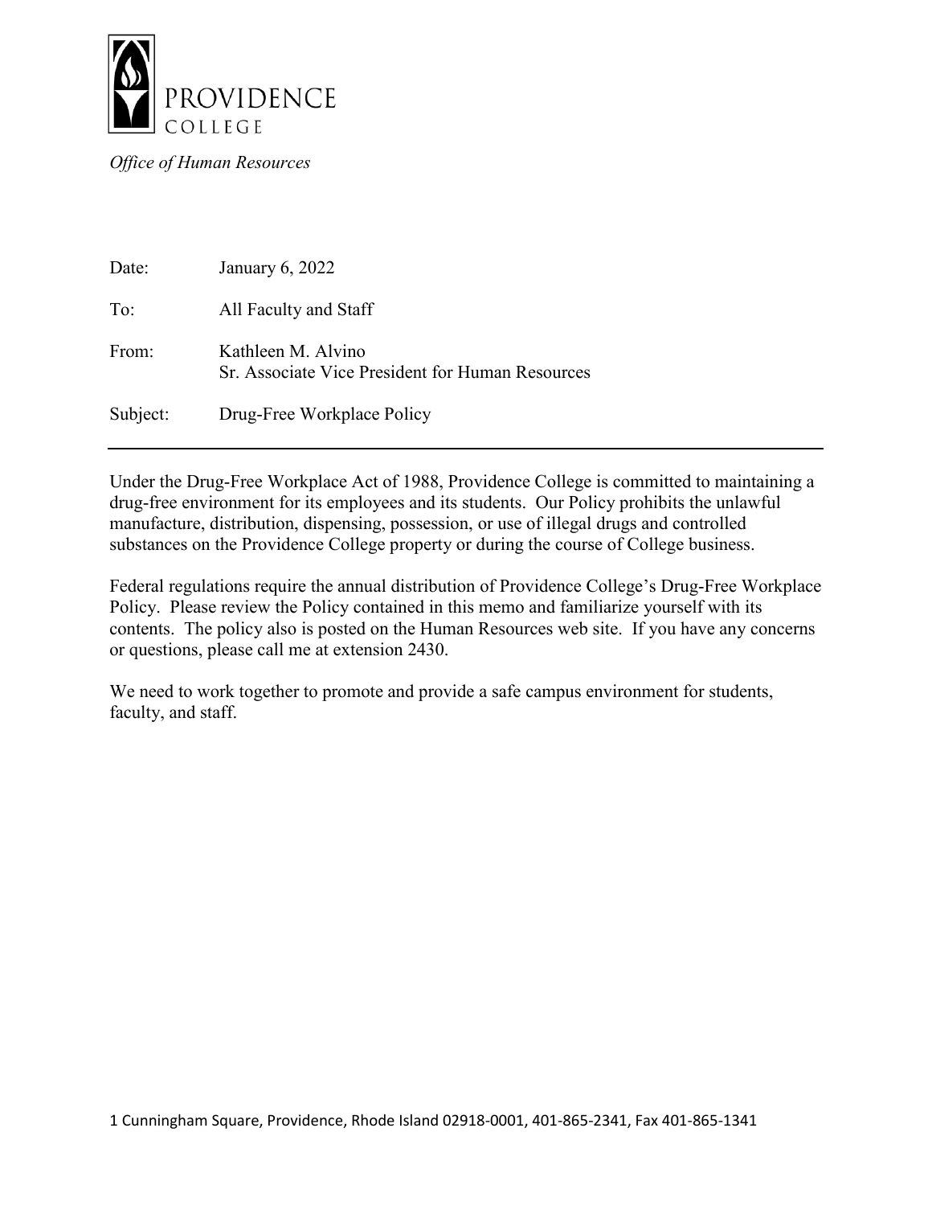PROVIDENCE
COLLEGE

*Office of Human Resources*

| | |
|---|---|
| Date: | January 6, 2022 |
| To: | All Faculty and Staff |
| From: | Kathleen M. Alvino<br>Sr. Associate Vice President for Human Resources |
| Subject: | Drug-Free Workplace Policy |

---

Under the Drug-Free Workplace Act of 1988, Providence College is committed to maintaining a drug-free environment for its employees and its students. Our Policy prohibits the unlawful manufacture, distribution, dispensing, possession, or use of illegal drugs and controlled substances on the Providence College property or during the course of College business.

Federal regulations require the annual distribution of Providence College's Drug-Free Workplace Policy. Please review the Policy contained in this memo and familiarize yourself with its contents. The policy also is posted on the Human Resources web site. If you have any concerns or questions, please call me at extension 2430.

We need to work together to promote and provide a safe campus environment for students, faculty, and staff.

1 Cunningham Square, Providence, Rhode Island 02918-0001, 401-865-2341, Fax 401-865-1341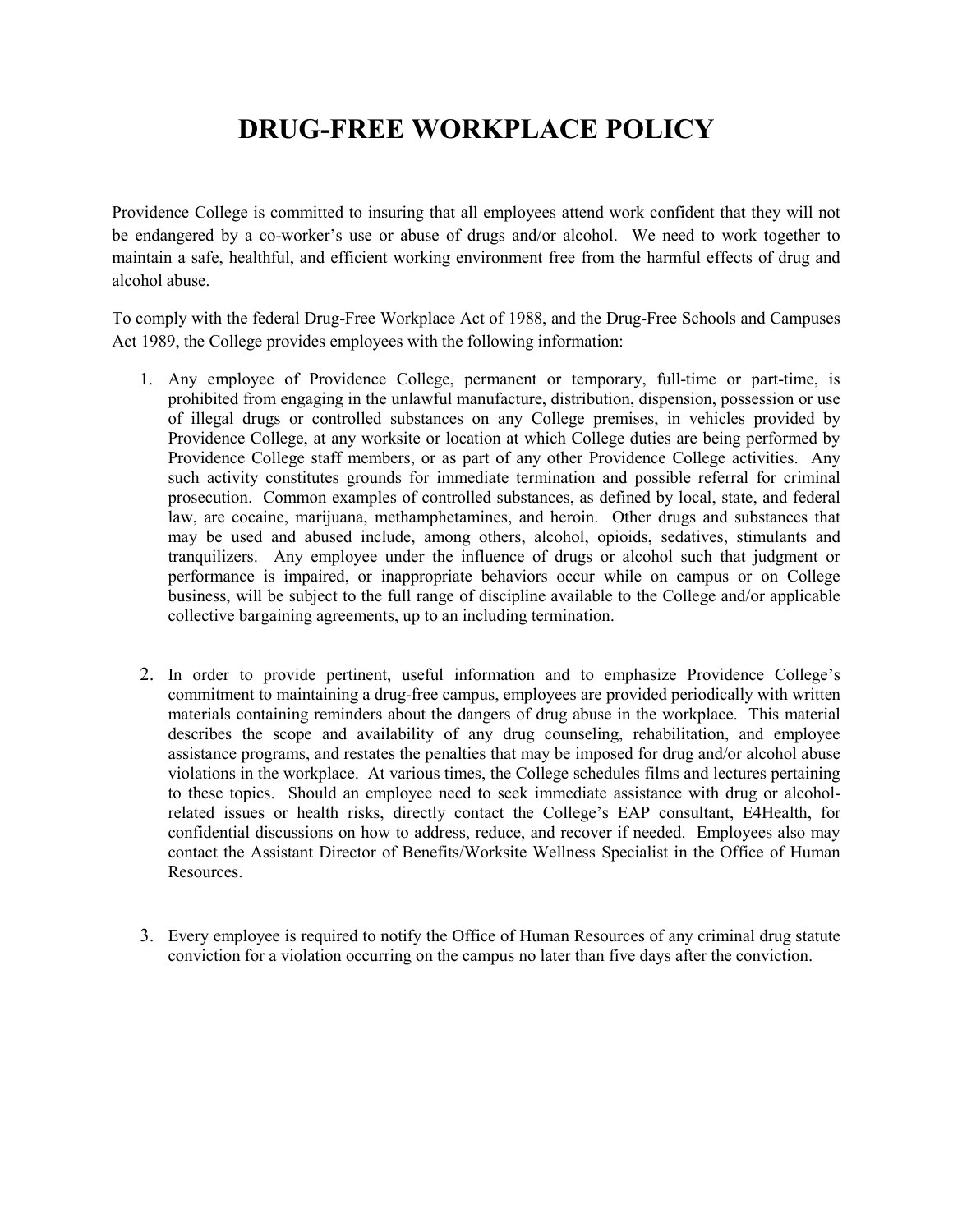# DRUG-FREE WORKPLACE POLICY

Providence College is committed to insuring that all employees attend work confident that they will not be endangered by a co-worker's use or abuse of drugs and/or alcohol. We need to work together to maintain a safe, healthful, and efficient working environment free from the harmful effects of drug and alcohol abuse.

To comply with the federal Drug-Free Workplace Act of 1988, and the Drug-Free Schools and Campuses Act 1989, the College provides employees with the following information:

1. Any employee of Providence College, permanent or temporary, full-time or part-time, is prohibited from engaging in the unlawful manufacture, distribution, dispension, possession or use of illegal drugs or controlled substances on any College premises, in vehicles provided by Providence College, at any worksite or location at which College duties are being performed by Providence College staff members, or as part of any other Providence College activities. Any such activity constitutes grounds for immediate termination and possible referral for criminal prosecution. Common examples of controlled substances, as defined by local, state, and federal law, are cocaine, marijuana, methamphetamines, and heroin. Other drugs and substances that may be used and abused include, among others, alcohol, opioids, sedatives, stimulants and tranquilizers. Any employee under the influence of drugs or alcohol such that judgment or performance is impaired, or inappropriate behaviors occur while on campus or on College business, will be subject to the full range of discipline available to the College and/or applicable collective bargaining agreements, up to an including termination.

2. In order to provide pertinent, useful information and to emphasize Providence College's commitment to maintaining a drug-free campus, employees are provided periodically with written materials containing reminders about the dangers of drug abuse in the workplace. This material describes the scope and availability of any drug counseling, rehabilitation, and employee assistance programs, and restates the penalties that may be imposed for drug and/or alcohol abuse violations in the workplace. At various times, the College schedules films and lectures pertaining to these topics. Should an employee need to seek immediate assistance with drug or alcohol-related issues or health risks, directly contact the College's EAP consultant, E4Health, for confidential discussions on how to address, reduce, and recover if needed. Employees also may contact the Assistant Director of Benefits/Worksite Wellness Specialist in the Office of Human Resources.

3. Every employee is required to notify the Office of Human Resources of any criminal drug statute conviction for a violation occurring on the campus no later than five days after the conviction.